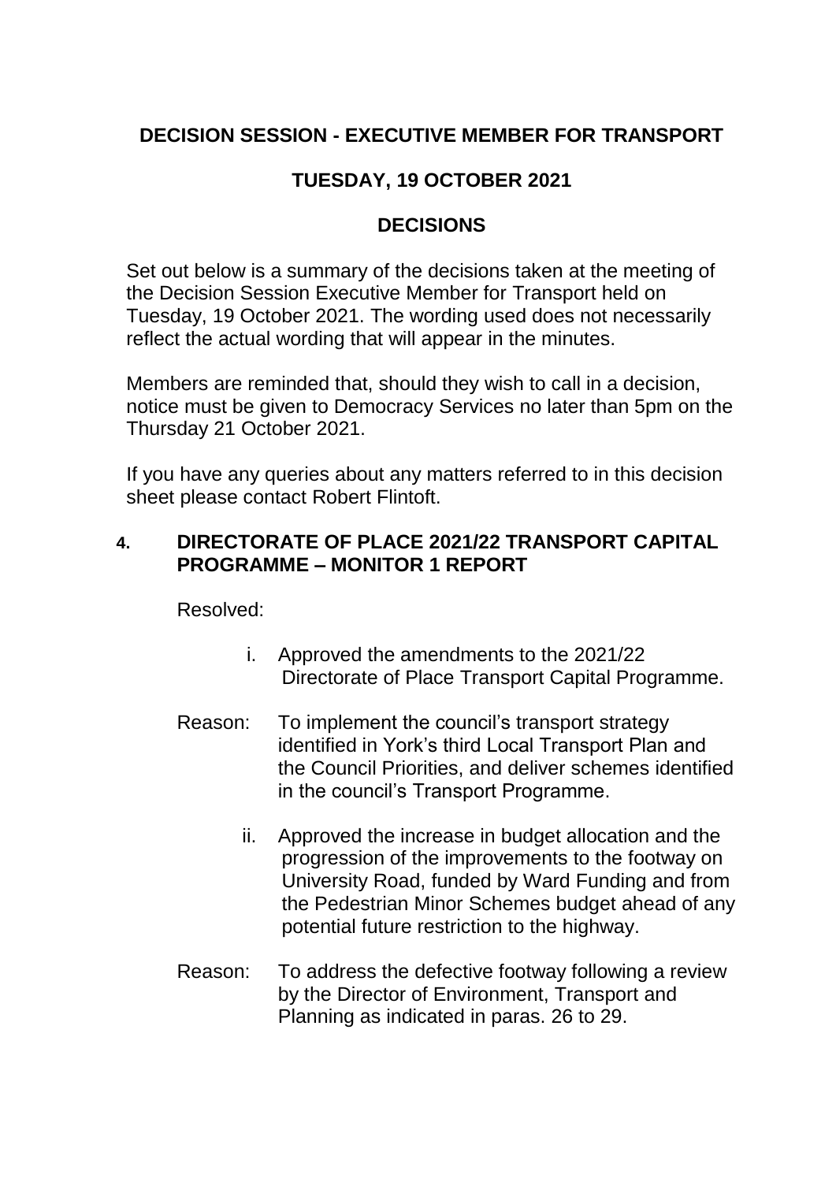# DECISION SESSION - EXECUTIVE MEMBER FOR TRANSPORT

## TUESDAY, 19 OCTOBER 2021

## DECISIONS

Set out below is a summary of the decisions taken at the meeting of the Decision Session Executive Member for Transport held on Tuesday, 19 October 2021. The wording used does not necessarily reflect the actual wording that will appear in the minutes.

Members are reminded that, should they wish to call in a decision, notice must be given to Democracy Services no later than 5pm on the Thursday 21 October 2021.

If you have any queries about any matters referred to in this decision sheet please contact Robert Flintoft.

### 4. DIRECTORATE OF PLACE 2021/22 TRANSPORT CAPITAL PROGRAMME – MONITOR 1 REPORT

Resolved:

i. Approved the amendments to the 2021/22 Directorate of Place Transport Capital Programme.

Reason: To implement the council's transport strategy identified in York's third Local Transport Plan and the Council Priorities, and deliver schemes identified in the council's Transport Programme.

ii. Approved the increase in budget allocation and the progression of the improvements to the footway on University Road, funded by Ward Funding and from the Pedestrian Minor Schemes budget ahead of any potential future restriction to the highway.

Reason: To address the defective footway following a review by the Director of Environment, Transport and Planning as indicated in paras. 26 to 29.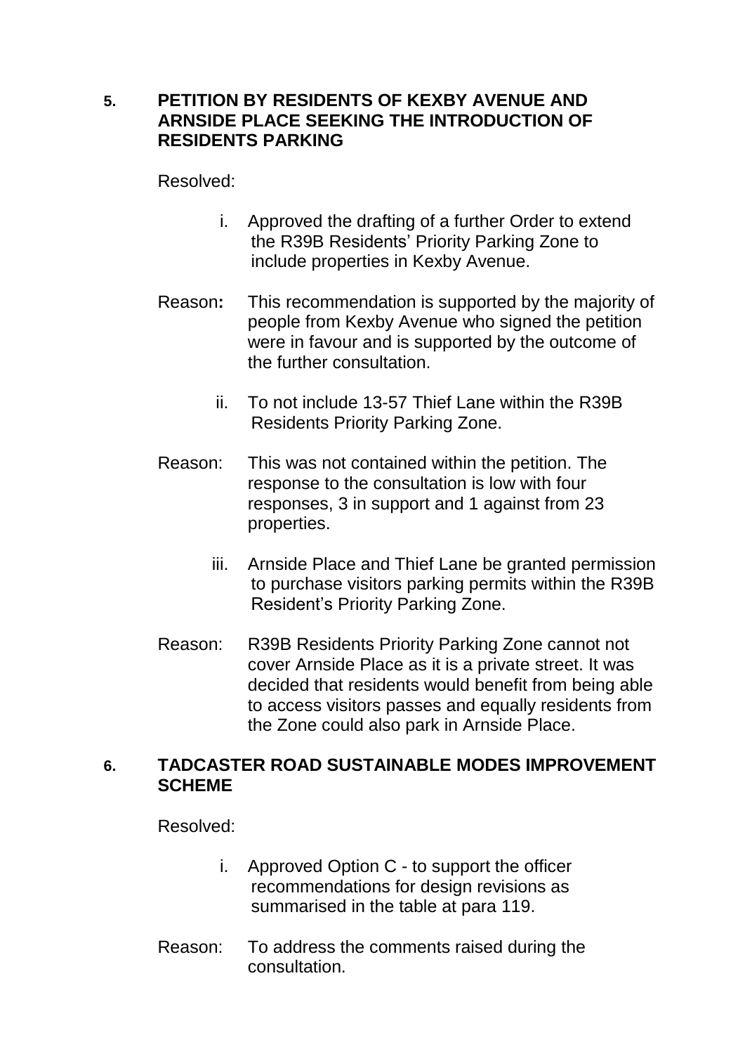## 5. PETITION BY RESIDENTS OF KEXBY AVENUE AND ARNSIDE PLACE SEEKING THE INTRODUCTION OF RESIDENTS PARKING

Resolved:

i. Approved the drafting of a further Order to extend the R39B Residents' Priority Parking Zone to include properties in Kexby Avenue.

Reason**:** This recommendation is supported by the majority of people from Kexby Avenue who signed the petition were in favour and is supported by the outcome of the further consultation.

ii. To not include 13-57 Thief Lane within the R39B Residents Priority Parking Zone.

Reason: This was not contained within the petition. The response to the consultation is low with four responses, 3 in support and 1 against from 23 properties.

iii. Arnside Place and Thief Lane be granted permission to purchase visitors parking permits within the R39B Resident's Priority Parking Zone.

Reason: R39B Residents Priority Parking Zone cannot not cover Arnside Place as it is a private street. It was decided that residents would benefit from being able to access visitors passes and equally residents from the Zone could also park in Arnside Place.

## 6. TADCASTER ROAD SUSTAINABLE MODES IMPROVEMENT SCHEME

Resolved:

i. Approved Option C - to support the officer recommendations for design revisions as summarised in the table at para 119.

Reason: To address the comments raised during the consultation.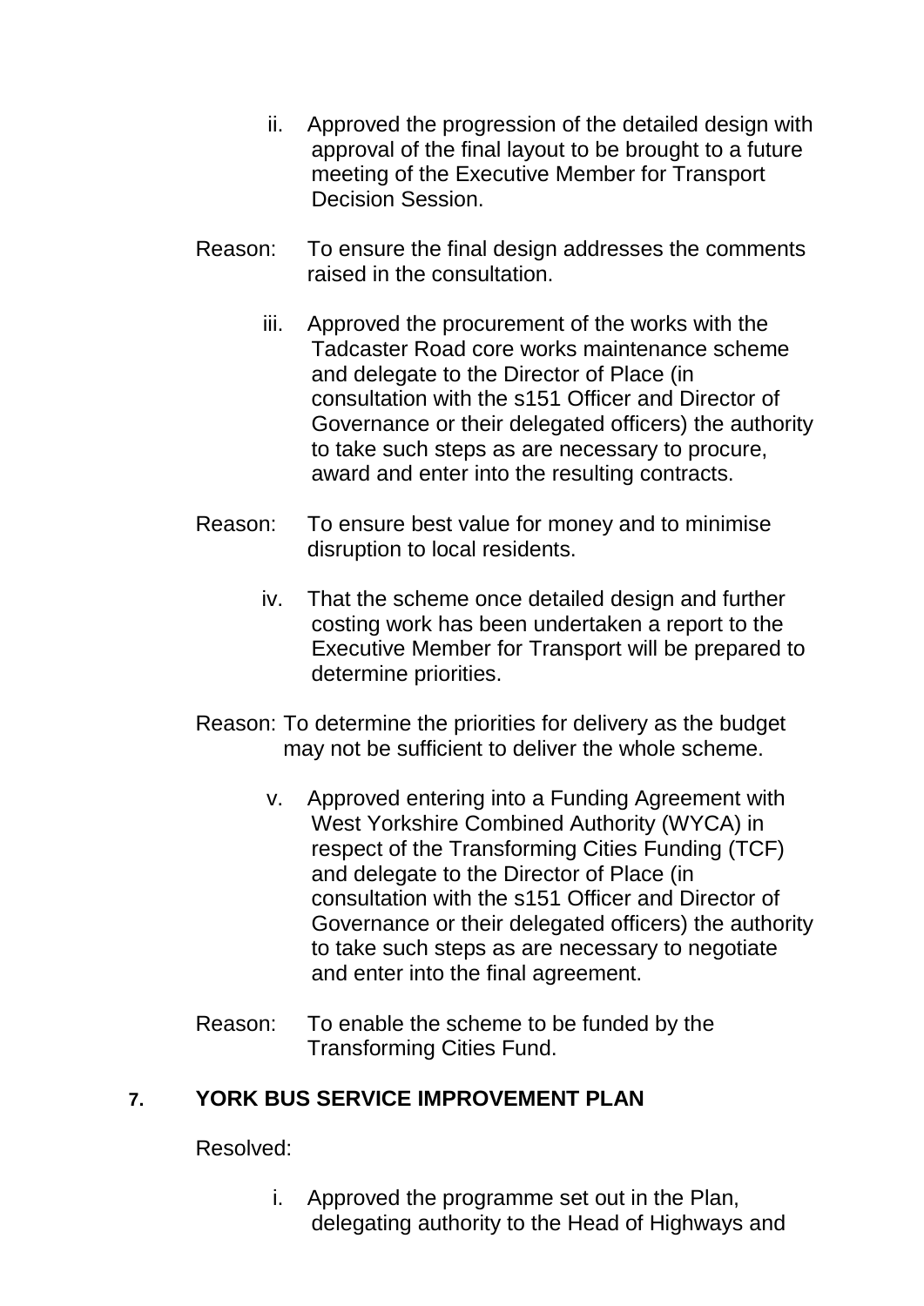ii. Approved the progression of the detailed design with approval of the final layout to be brought to a future meeting of the Executive Member for Transport Decision Session.

Reason: To ensure the final design addresses the comments raised in the consultation.

iii. Approved the procurement of the works with the Tadcaster Road core works maintenance scheme and delegate to the Director of Place (in consultation with the s151 Officer and Director of Governance or their delegated officers) the authority to take such steps as are necessary to procure, award and enter into the resulting contracts.

Reason: To ensure best value for money and to minimise disruption to local residents.

iv. That the scheme once detailed design and further costing work has been undertaken a report to the Executive Member for Transport will be prepared to determine priorities.

Reason: To determine the priorities for delivery as the budget may not be sufficient to deliver the whole scheme.

v. Approved entering into a Funding Agreement with West Yorkshire Combined Authority (WYCA) in respect of the Transforming Cities Funding (TCF) and delegate to the Director of Place (in consultation with the s151 Officer and Director of Governance or their delegated officers) the authority to take such steps as are necessary to negotiate and enter into the final agreement.

Reason: To enable the scheme to be funded by the Transforming Cities Fund.

## 7. YORK BUS SERVICE IMPROVEMENT PLAN

Resolved:

i. Approved the programme set out in the Plan, delegating authority to the Head of Highways and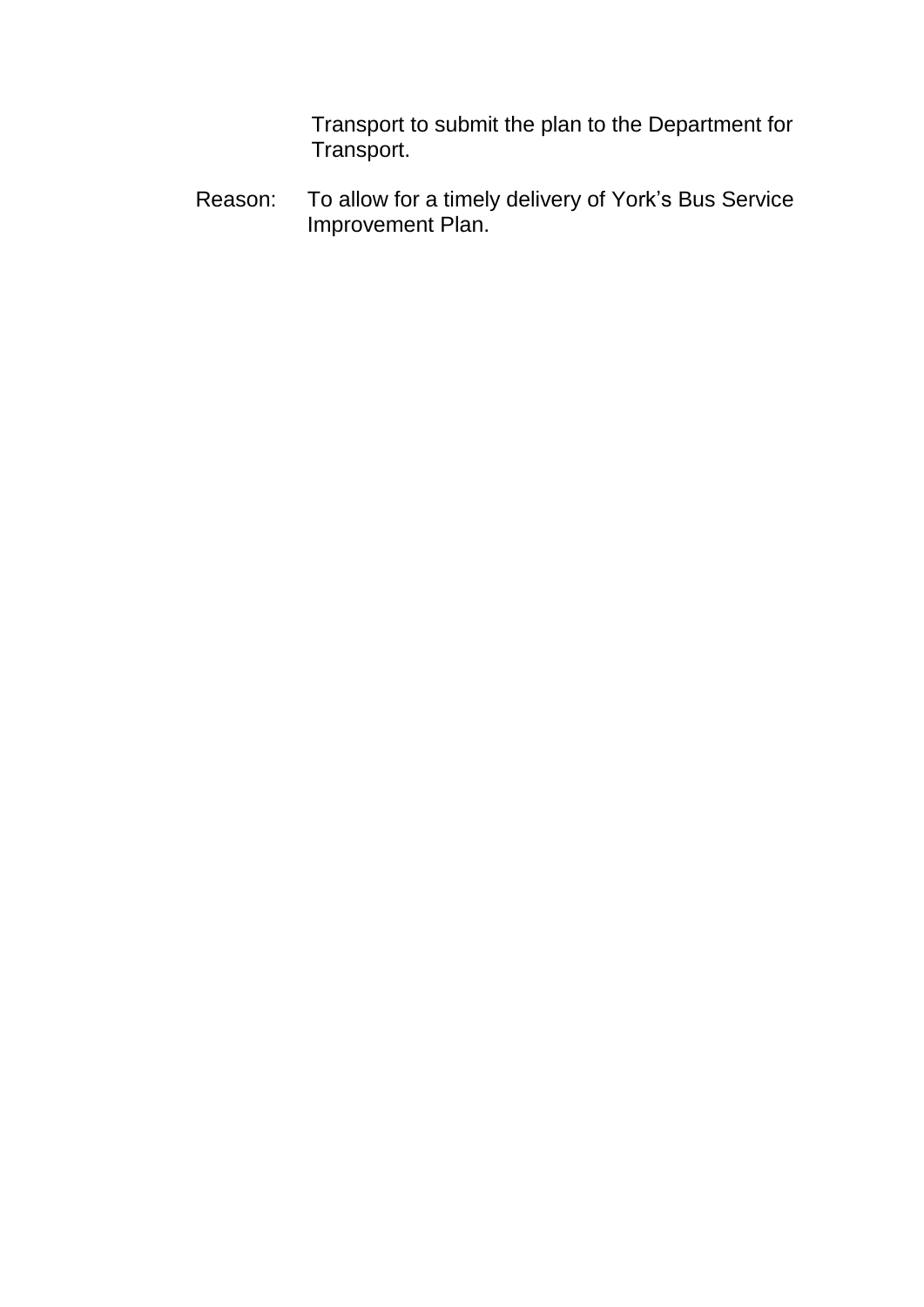Transport to submit the plan to the Department for Transport.

Reason: To allow for a timely delivery of York's Bus Service Improvement Plan.